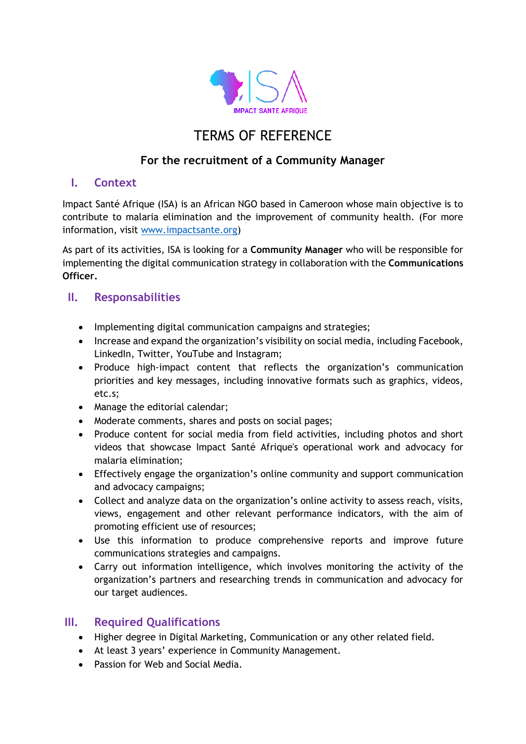# TERMS OF REFERENCE

## For the recruitment of a Community Manager

## I. Context

Impact Santé Afrique (ISA) is an African NGO based in Cameroon whose main objective is to contribute to malaria elimination and the improvement of community health. (For more information, visit [www.impactsante.org](http://www.impactsante.org))

As part of its activities, ISA is looking for a **Community Manager** who will be responsible for implementing the digital communication strategy in collaboration with the **Communications Officer**.

## II. Responsabilities

- Implementing digital communication campaigns and strategies;
- Increase and expand the organization's visibility on social media, including Facebook, LinkedIn, Twitter, YouTube and Instagram;
- Produce high-impact content that reflects the organization's communication priorities and key messages, including innovative formats such as graphics, videos, etc.s;
- Manage the editorial calendar;
- Moderate comments, shares and posts on social pages;
- Produce content for social media from field activities, including photos and short videos that showcase Impact Santé Afrique's operational work and advocacy for malaria elimination;
- Effectively engage the organization's online community and support communication and advocacy campaigns;
- Collect and analyze data on the organization's online activity to assess reach, visits, views, engagement and other relevant performance indicators, with the aim of promoting efficient use of resources;
- Use this information to produce comprehensive reports and improve future communications strategies and campaigns.
- Carry out information intelligence, which involves monitoring the activity of the organization's partners and researching trends in communication and advocacy for our target audiences.

## III. Required Qualifications

- Higher degree in Digital Marketing, Communication or any other related field.
- At least 3 years' experience in Community Management.
- Passion for Web and Social Media.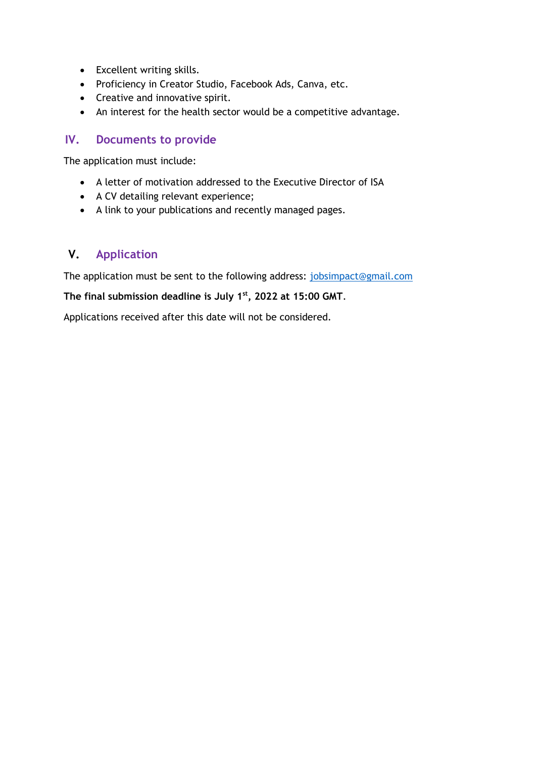- Excellent writing skills.
- Proficiency in Creator Studio, Facebook Ads, Canva, etc.
- Creative and innovative spirit.
- An interest for the health sector would be a competitive advantage.

## IV. Documents to provide

The application must include:

- A letter of motivation addressed to the Executive Director of ISA
- A CV detailing relevant experience;
- A link to your publications and recently managed pages.

## V. Application

The application must be sent to the following address: jobsimpact@gmail.com

**The final submission deadline is July 1st, 2022 at 15:00 GMT**.

Applications received after this date will not be considered.